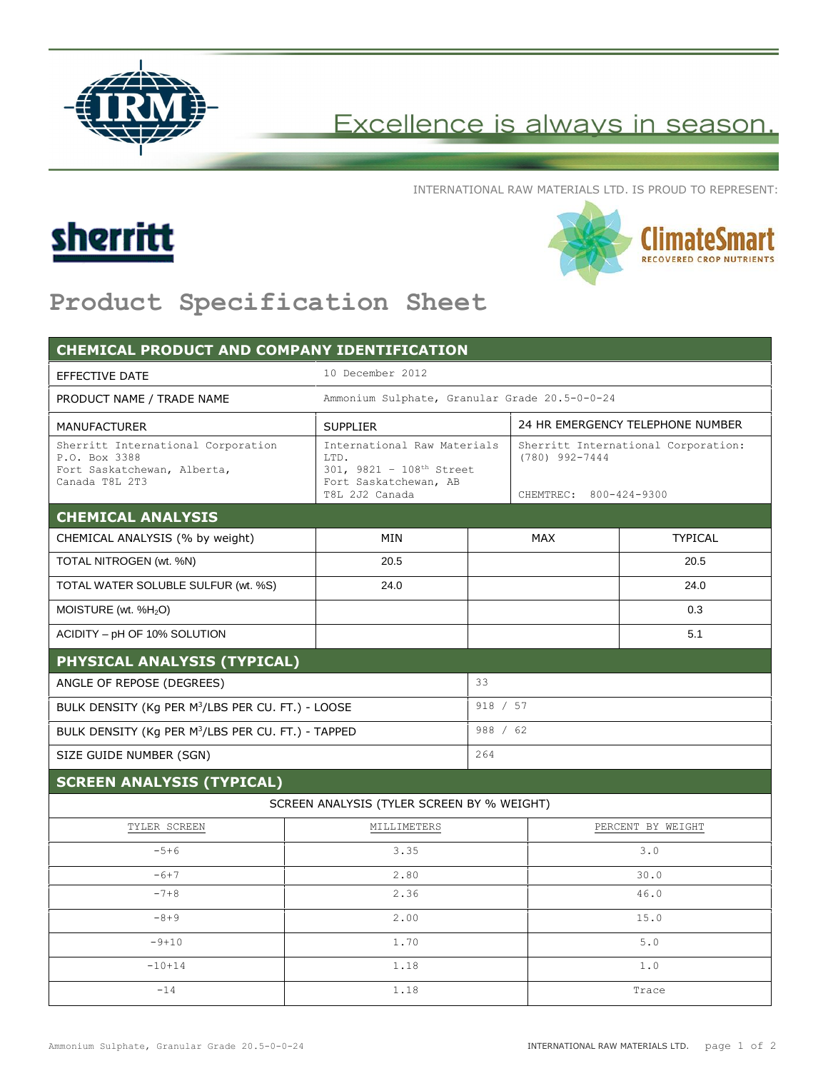Excellence is always in season.

INTERNATIONAL RAW MATERIALS LTD. IS PROUD TO REPRESENT:

sherritt

ClimateSmart
RECOVERED CROP NUTRIENTS

# Product Specification Sheet

## CHEMICAL PRODUCT AND COMPANY IDENTIFICATION

| | |
|---|---|
| EFFECTIVE DATE | 10 December 2012 |
| PRODUCT NAME / TRADE NAME | Ammonium Sulphate, Granular Grade 20.5-0-0-24 |

| MANUFACTURER | SUPPLIER | 24 HR EMERGENCY TELEPHONE NUMBER |
|---|---|---|
| Sherritt International Corporation<br>P.O. Box 3388<br>Fort Saskatchewan, Alberta,<br>Canada T8L 2T3 | International Raw Materials LTD.<br>301, 9821 – 108th Street<br>Fort Saskatchewan, AB<br>T8L 2J2 Canada | Sherritt International Corporation:<br>(780) 992-7444<br><br>CHEMTREC: 800-424-9300 |

## CHEMICAL ANALYSIS

| CHEMICAL ANALYSIS (% by weight) | MIN | MAX | TYPICAL |
|---|---|---|---|
| TOTAL NITROGEN (wt. %N) | 20.5 | | 20.5 |
| TOTAL WATER SOLUBLE SULFUR (wt. %S) | 24.0 | | 24.0 |
| MOISTURE (wt. %$H_2O$) | | | 0.3 |
| ACIDITY – pH OF 10% SOLUTION | | | 5.1 |

## PHYSICAL ANALYSIS (TYPICAL)

| | |
|---|---|
| ANGLE OF REPOSE (DEGREES) | 33 |
| BULK DENSITY (Kg PER $M^3$/LBS PER CU. FT.) - LOOSE | 918 / 57 |
| BULK DENSITY (Kg PER $M^3$/LBS PER CU. FT.) - TAPPED | 988 / 62 |
| SIZE GUIDE NUMBER (SGN) | 264 |

## SCREEN ANALYSIS (TYPICAL)

SCREEN ANALYSIS (TYLER SCREEN BY % WEIGHT)

| TYLER SCREEN | MILLIMETERS | PERCENT BY WEIGHT |
|---|---|---|
| -5+6 | 3.35 | 3.0 |
| -6+7 | 2.80 | 30.0 |
| -7+8 | 2.36 | 46.0 |
| -8+9 | 2.00 | 15.0 |
| -9+10 | 1.70 | 5.0 |
| -10+14 | 1.18 | 1.0 |
| -14 | 1.18 | Trace |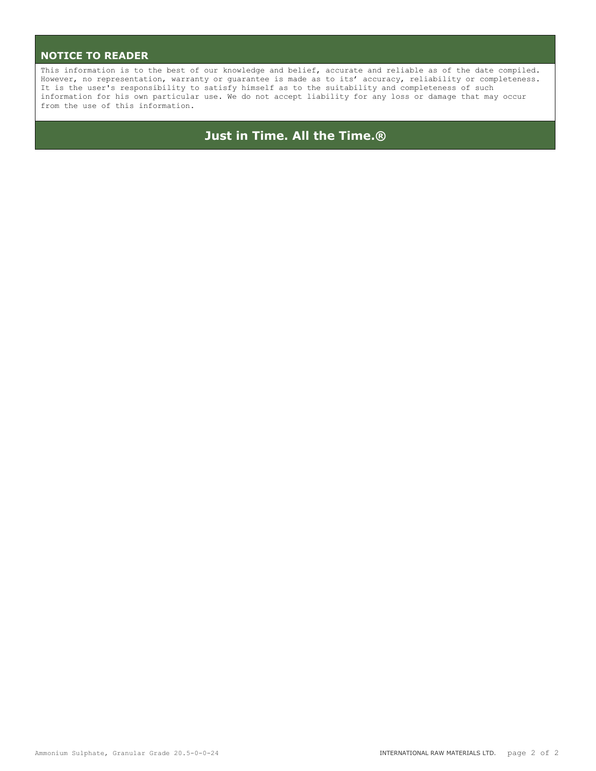## NOTICE TO READER

This information is to the best of our knowledge and belief, accurate and reliable as of the date compiled. However, no representation, warranty or guarantee is made as to its' accuracy, reliability or completeness. It is the user's responsibility to satisfy himself as to the suitability and completeness of such information for his own particular use. We do not accept liability for any loss or damage that may occur from the use of this information.

**Just in Time. All the Time.®**